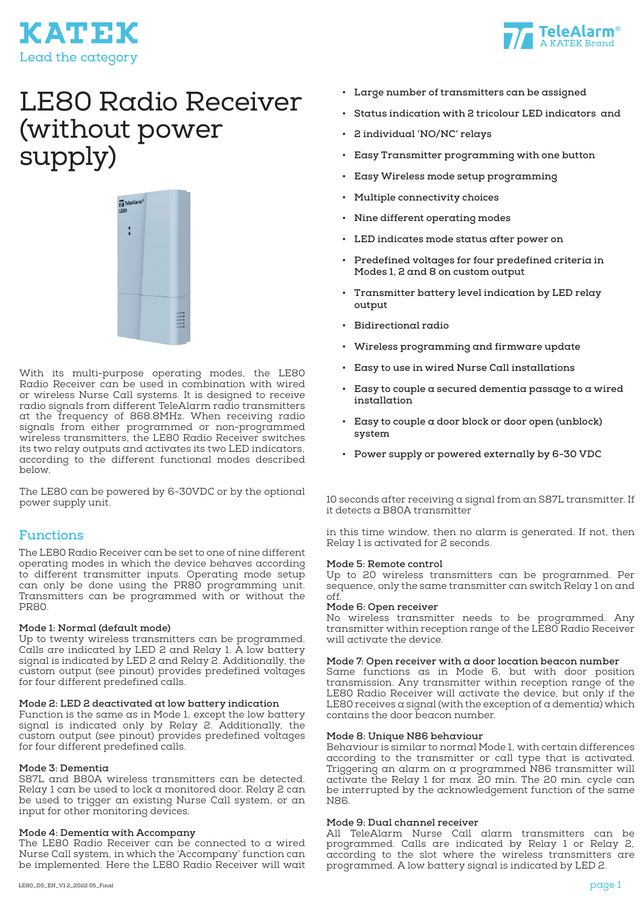KATEK
Lead the category

TeleAlarm®
A KATEK Brand

# LE80 Radio Receiver (without power supply)

With its multi-purpose operating modes, the LE80 Radio Receiver can be used in combination with wired or wireless Nurse Call systems. It is designed to receive radio signals from different TeleAlarm radio transmitters at the frequency of 868.8MHz. When receiving radio signals from either programmed or non-programmed wireless transmitters, the LE80 Radio Receiver switches its two relay outputs and activates its two LED indicators, according to the different functional modes described below.

The LE80 can be powered by 6-30VDC or by the optional power supply unit.

- Large number of transmitters can be assigned
- Status indication with 2 tricolour LED indicators and
- 2 individual 'NO/NC' relays
- Easy Transmitter programming with one button
- Easy Wireless mode setup programming
- Multiple connectivity choices
- Nine different operating modes
- LED indicates mode status after power on
- Predefined voltages for four predefined criteria in Modes 1, 2 and 8 on custom output
- Transmitter battery level indication by LED relay output
- Bidirectional radio
- Wireless programming and firmware update
- Easy to use in wired Nurse Call installations
- Easy to couple a secured dementia passage to a wired installation
- Easy to couple a door block or door open (unblock) system
- Power supply or powered externally by 6-30 VDC

## Functions

The LE80 Radio Receiver can be set to one of nine different operating modes in which the device behaves according to different transmitter inputs. Operating mode setup can only be done using the PR80 programming unit. Transmitters can be programmed with or without the PR80.

**Mode 1: Normal (default mode)**
Up to twenty wireless transmitters can be programmed. Calls are indicated by LED 2 and Relay 1. A low battery signal is indicated by LED 2 and Relay 2. Additionally, the custom output (see pinout) provides predefined voltages for four different predefined calls.

**Mode 2: LED 2 deactivated at low battery indication**
Function is the same as in Mode 1, except the low battery signal is indicated only by Relay 2. Additionally, the custom output (see pinout) provides predefined voltages for four different predefined calls.

**Mode 3: Dementia**
S87L and B80A wireless transmitters can be detected. Relay 1 can be used to lock a monitored door. Relay 2 can be used to trigger an existing Nurse Call system, or an input for other monitoring devices.

**Mode 4: Dementia with Accompany**
The LE80 Radio Receiver can be connected to a wired Nurse Call system, in which the 'Accompany' function can be implemented. Here the LE80 Radio Receiver will wait 10 seconds after receiving a signal from an S87L transmitter. If it detects a B80A transmitter

in this time window, then no alarm is generated. If not, then Relay 1 is activated for 2 seconds.

**Mode 5: Remote control**
Up to 20 wireless transmitters can be programmed. Per sequence, only the same transmitter can switch Relay 1 on and off.

**Mode 6: Open receiver**
No wireless transmitter needs to be programmed. Any transmitter within reception range of the LE80 Radio Receiver will activate the device.

**Mode 7: Open receiver with a door location beacon number**
Same functions as in Mode 6, but with door position transmission. Any transmitter within reception range of the LE80 Radio Receiver will activate the device, but only if the LE80 receives a signal (with the exception of a dementia) which contains the door beacon number.

**Mode 8: Unique N86 behaviour**
Behaviour is similar to normal Mode 1, with certain differences according to the transmitter or call type that is activated. Triggering an alarm on a programmed N86 transmitter will activate the Relay 1 for max. 20 min. The 20 min. cycle can be interrupted by the acknowledgement function of the same N86.

**Mode 9: Dual channel receiver**
All TeleAlarm Nurse Call alarm transmitters can be programmed. Calls are indicated by Relay 1 or Relay 2, according to the slot where the wireless transmitters are programmed. A low battery signal is indicated by LED 2.

LE80_DS_EN_V1.2_2022.05_Final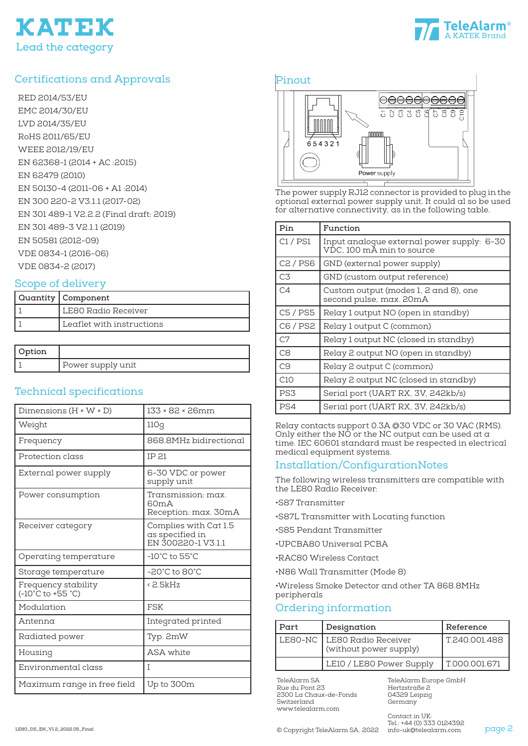## Certifications and Approvals

RED 2014/53/EU
EMC 2014/30/EU
LVD 2014/35/EU
RoHS 2011/65/EU
WEEE 2012/19/EU
EN 62368-1 (2014 + AC :2015)
EN 62479 (2010)
EN 50130-4 (2011-06 + A1 :2014)
EN 300 220-2 V3.1.1 (2017-02)
EN 301 489-1 V2.2.2 (Final draft: 2019)
EN 301 489-3 V2.1.1 (2019)
EN 50581 (2012-09)
VDE 0834-1 (2016-06)
VDE 0834-2 (2017)

## Scope of delivery

| Quantity | Component |
|---|---|
| 1 | LE80 Radio Receiver |
| 1 | Leaflet with instructions |

| Option | |
|---|---|
| 1 | Power supply unit |

## Technical specifications

| | |
|---|---|
| Dimensions (H × W × D) | 133 × 82 × 26mm |
| Weight | 110g |
| Frequency | 868.8MHz bidirectional |
| Protection class | IP 21 |
| External power supply | 6-30 VDC or power supply unit |
| Power consumption | Transmission: max. 60mA<br>Reception: max. 30mA |
| Receiver category | Complies with Cat 1.5 as specified in EN 300220-1 V3.1.1 |
| Operating temperature | -10°C to 55°C |
| Storage temperature | -20°C to 80°C |
| Frequency stability (-10°C to +55 °C) | < 2.5kHz |
| Modulation | FSK |
| Antenna | Integrated printed |
| Radiated power | Typ. 2mW |
| Housing | ASA white |
| Environmental class | I |
| Maximum range in free field | Up to 300m |

## Pinout

C1 C2 C3 C4 C5 C6 C7 C8 C9 C10

6 5 4 3 2 1

Power supply

The power supply RJ12 connector is provided to plug in the optional external power supply unit. It could al so be used for alternative connectivity, as in the following table.

| Pin | Function |
|---|---|
| C1 / PS1 | Input analogue external power supply: 6-30 VDC, 100 mA min to source |
| C2 / PS6 | GND (external power supply) |
| C3 | GND (custom output reference) |
| C4 | Custom output (modes 1, 2 and 8), one second pulse, max. 20mA |
| C5 / PS5 | Relay 1 output NO (open in standby) |
| C6 / PS2 | Relay 1 output C (common) |
| C7 | Relay 1 output NC (closed in standby) |
| C8 | Relay 2 output NO (open in standby) |
| C9 | Relay 2 output C (common) |
| C10 | Relay 2 output NC (closed in standby) |
| PS3 | Serial port (UART RX, 3V, 242kb/s) |
| PS4 | Serial port (UART RX, 3V, 242kb/s) |

Relay contacts support 0.3A @30 VDC or 30 VAC (RMS). Only either the NO or the NC output can be used at a time. IEC 60601 standard must be respected in electrical medical equipment systems.

## Installation/ConfigurationNotes

The following wireless transmitters are compatible with the LE80 Radio Receiver:

- S87 Transmitter
- S87L Transmitter with Locating function
- S85 Pendant Transmitter
- UPCBA80 Universal PCBA
- RAC80 Wireless Contact
- N86 Wall Transmitter (Mode 8)
- Wireless Smoke Detector and other TA 868.8MHz peripherals

## Ordering information

| Part | Designation | Reference |
|---|---|---|
| LE80-NC | LE80 Radio Receiver (without power supply) | T.240.001.488 |
| | LE10 / LE80 Power Supply | T.000.001.671 |

TeleAlarm SA
Rue du Pont 23
2300 La Chaux-de-Fonds
Switzerland
www.telealarm.com

TeleAlarm Europe GmbH
Hertzstraße 2
04329 Leipzig
Germany

Contact in UK:
Tel.: +44 (0) 333 0124392
info-uk@telealarm.com

LE80_DS_EN_V1.2_2022.05_Final

© Copyright TeleAlarm SA, 2022